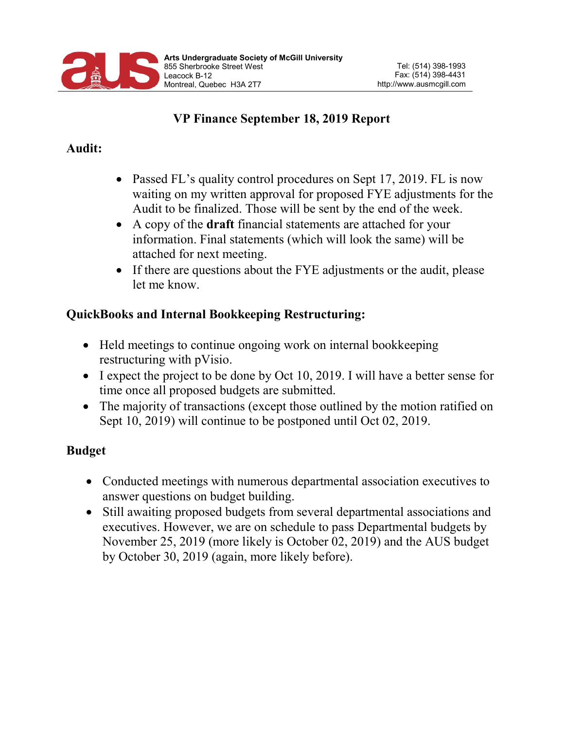Arts Undergraduate Society of McGill University
855 Sherbrooke Street West
Leacock B-12
Montreal, Quebec H3A 2T7

Tel: (514) 398-1993
Fax: (514) 398-4431
http://www.ausmcgill.com

# VP Finance September 18, 2019 Report

## Audit:

- Passed FL's quality control procedures on Sept 17, 2019. FL is now waiting on my written approval for proposed FYE adjustments for the Audit to be finalized. Those will be sent by the end of the week.
- A copy of the **draft** financial statements are attached for your information. Final statements (which will look the same) will be attached for next meeting.
- If there are questions about the FYE adjustments or the audit, please let me know.

## QuickBooks and Internal Bookkeeping Restructuring:

- Held meetings to continue ongoing work on internal bookkeeping restructuring with pVisio.
- I expect the project to be done by Oct 10, 2019. I will have a better sense for time once all proposed budgets are submitted.
- The majority of transactions (except those outlined by the motion ratified on Sept 10, 2019) will continue to be postponed until Oct 02, 2019.

## Budget

- Conducted meetings with numerous departmental association executives to answer questions on budget building.
- Still awaiting proposed budgets from several departmental associations and executives. However, we are on schedule to pass Departmental budgets by November 25, 2019 (more likely is October 02, 2019) and the AUS budget by October 30, 2019 (again, more likely before).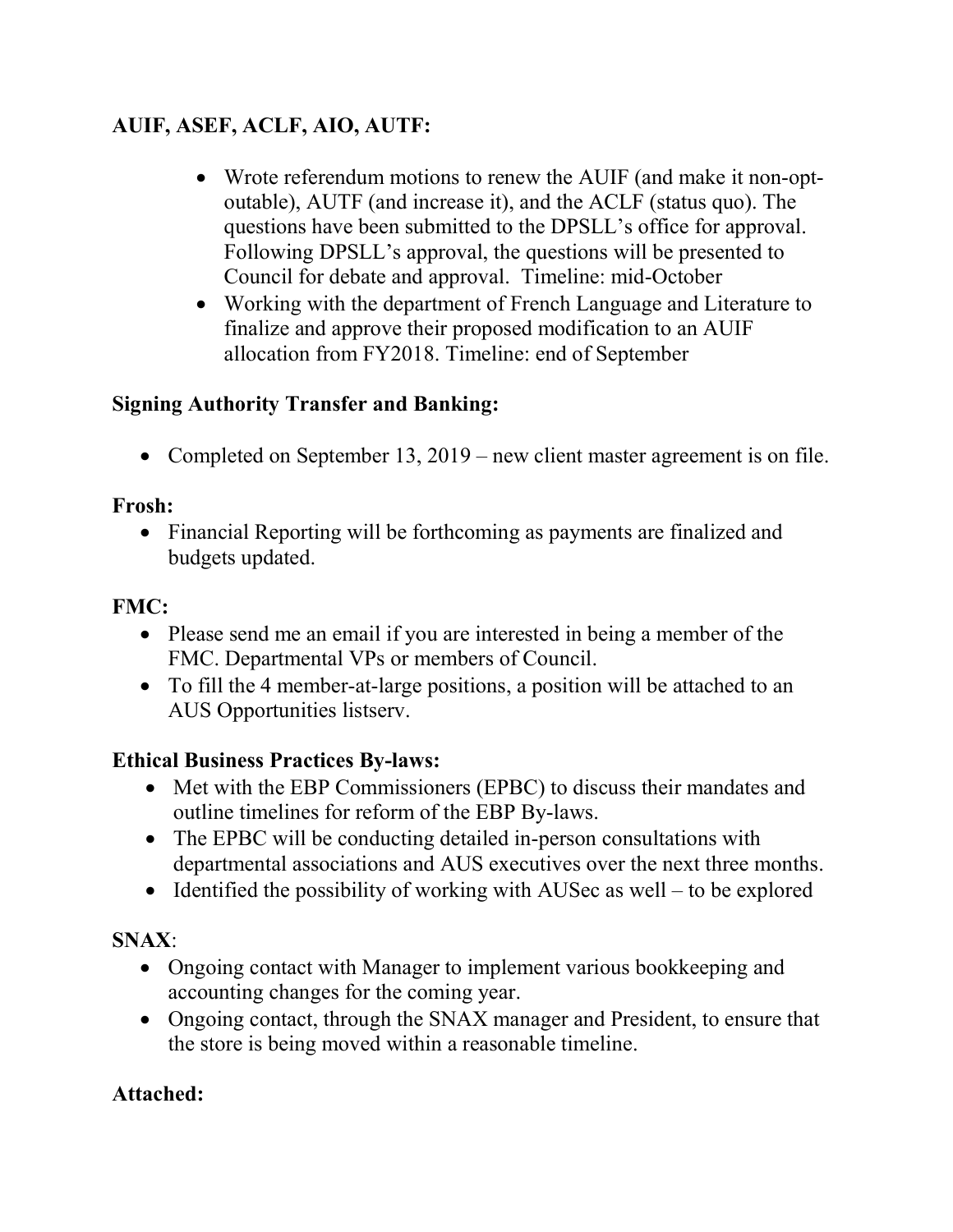**AUIF, ASEF, ACLF, AIO, AUTF:**

- Wrote referendum motions to renew the AUIF (and make it non-opt-outable), AUTF (and increase it), and the ACLF (status quo). The questions have been submitted to the DPSLL's office for approval. Following DPSLL's approval, the questions will be presented to Council for debate and approval. Timeline: mid-October
- Working with the department of French Language and Literature to finalize and approve their proposed modification to an AUIF allocation from FY2018. Timeline: end of September

**Signing Authority Transfer and Banking:**

- Completed on September 13, 2019 – new client master agreement is on file.

**Frosh:**

- Financial Reporting will be forthcoming as payments are finalized and budgets updated.

**FMC:**

- Please send me an email if you are interested in being a member of the FMC. Departmental VPs or members of Council.
- To fill the 4 member-at-large positions, a position will be attached to an AUS Opportunities listserv.

**Ethical Business Practices By-laws:**

- Met with the EBP Commissioners (EPBC) to discuss their mandates and outline timelines for reform of the EBP By-laws.
- The EPBC will be conducting detailed in-person consultations with departmental associations and AUS executives over the next three months.
- Identified the possibility of working with AUSec as well – to be explored

**SNAX**:

- Ongoing contact with Manager to implement various bookkeeping and accounting changes for the coming year.
- Ongoing contact, through the SNAX manager and President, to ensure that the store is being moved within a reasonable timeline.

**Attached:**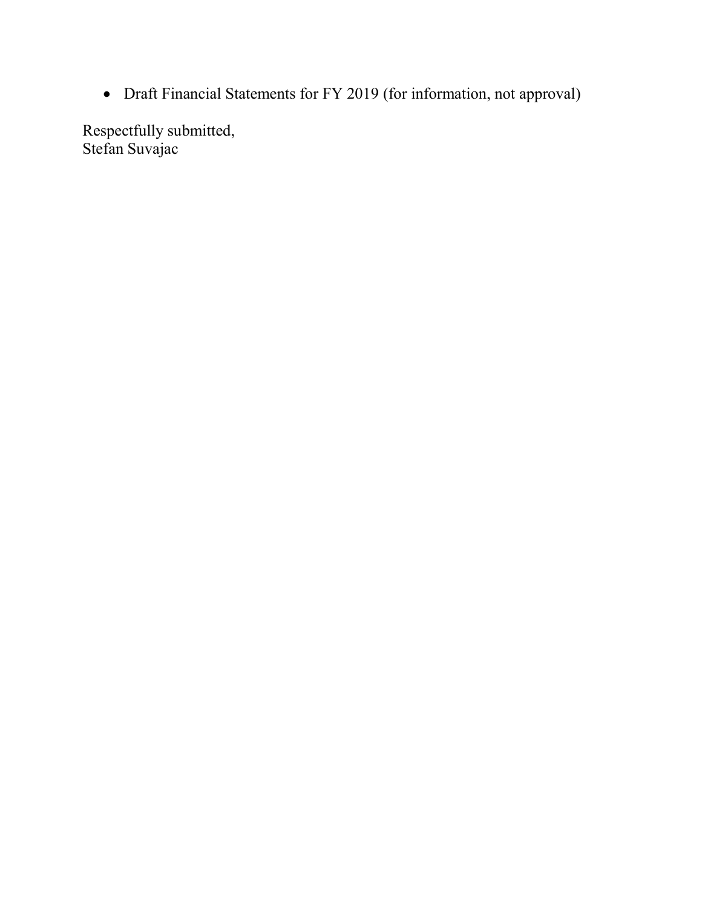- Draft Financial Statements for FY 2019 (for information, not approval)

Respectfully submitted,
Stefan Suvajac